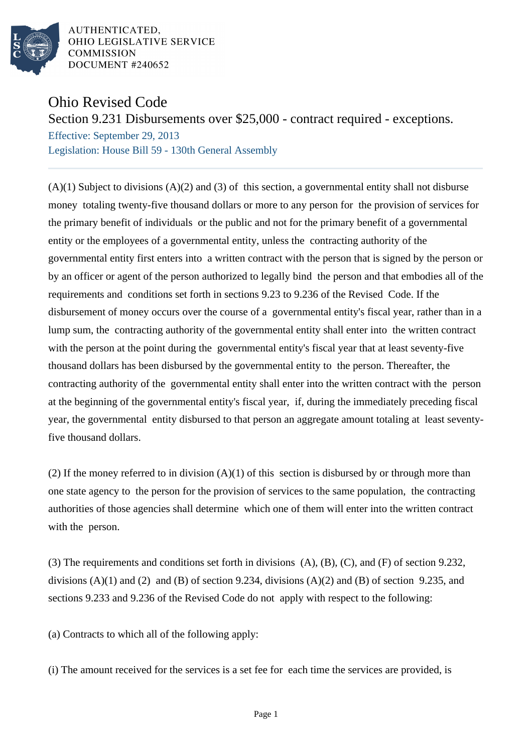AUTHENTICATED,
OHIO LEGISLATIVE SERVICE
COMMISSION
DOCUMENT #240652

# Ohio Revised Code

## Section 9.231 Disbursements over $25,000 - contract required - exceptions.

Effective: September 29, 2013
Legislation: House Bill 59 - 130th General Assembly

---

(A)(1) Subject to divisions (A)(2) and (3) of this section, a governmental entity shall not disburse money totaling twenty-five thousand dollars or more to any person for the provision of services for the primary benefit of individuals or the public and not for the primary benefit of a governmental entity or the employees of a governmental entity, unless the contracting authority of the governmental entity first enters into a written contract with the person that is signed by the person or by an officer or agent of the person authorized to legally bind the person and that embodies all of the requirements and conditions set forth in sections 9.23 to 9.236 of the Revised Code. If the disbursement of money occurs over the course of a governmental entity's fiscal year, rather than in a lump sum, the contracting authority of the governmental entity shall enter into the written contract with the person at the point during the governmental entity's fiscal year that at least seventy-five thousand dollars has been disbursed by the governmental entity to the person. Thereafter, the contracting authority of the governmental entity shall enter into the written contract with the person at the beginning of the governmental entity's fiscal year, if, during the immediately preceding fiscal year, the governmental entity disbursed to that person an aggregate amount totaling at least seventy-five thousand dollars.

(2) If the money referred to in division (A)(1) of this section is disbursed by or through more than one state agency to the person for the provision of services to the same population, the contracting authorities of those agencies shall determine which one of them will enter into the written contract with the person.

(3) The requirements and conditions set forth in divisions (A), (B), (C), and (F) of section 9.232, divisions (A)(1) and (2) and (B) of section 9.234, divisions (A)(2) and (B) of section 9.235, and sections 9.233 and 9.236 of the Revised Code do not apply with respect to the following:

(a) Contracts to which all of the following apply:

(i) The amount received for the services is a set fee for each time the services are provided, is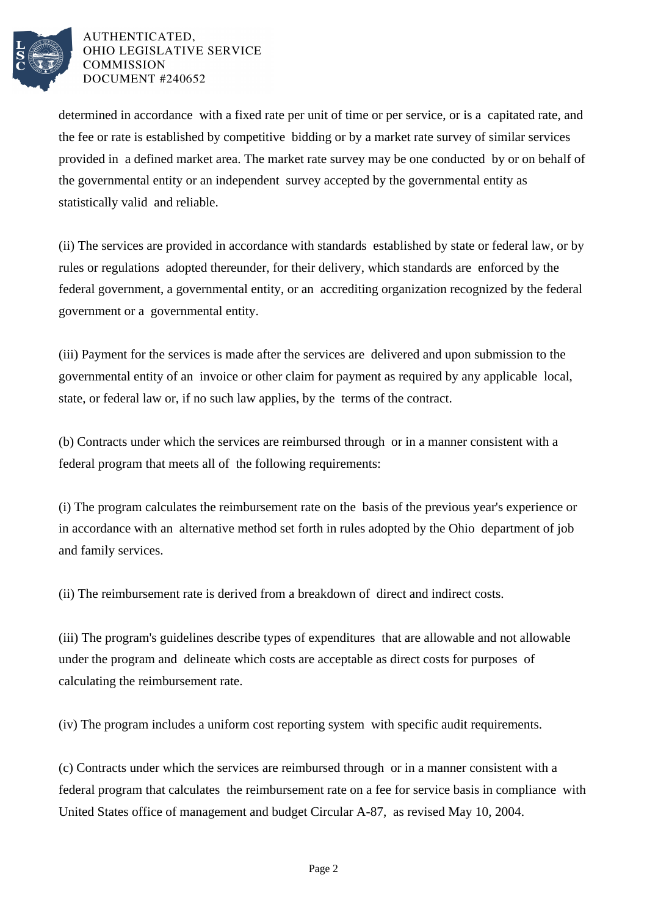determined in accordance with a fixed rate per unit of time or per service, or is a capitated rate, and the fee or rate is established by competitive bidding or by a market rate survey of similar services provided in a defined market area. The market rate survey may be one conducted by or on behalf of the governmental entity or an independent survey accepted by the governmental entity as statistically valid and reliable.

(ii) The services are provided in accordance with standards established by state or federal law, or by rules or regulations adopted thereunder, for their delivery, which standards are enforced by the federal government, a governmental entity, or an accrediting organization recognized by the federal government or a governmental entity.

(iii) Payment for the services is made after the services are delivered and upon submission to the governmental entity of an invoice or other claim for payment as required by any applicable local, state, or federal law or, if no such law applies, by the terms of the contract.

(b) Contracts under which the services are reimbursed through or in a manner consistent with a federal program that meets all of the following requirements:

(i) The program calculates the reimbursement rate on the basis of the previous year's experience or in accordance with an alternative method set forth in rules adopted by the Ohio department of job and family services.

(ii) The reimbursement rate is derived from a breakdown of direct and indirect costs.

(iii) The program's guidelines describe types of expenditures that are allowable and not allowable under the program and delineate which costs are acceptable as direct costs for purposes of calculating the reimbursement rate.

(iv) The program includes a uniform cost reporting system with specific audit requirements.

(c) Contracts under which the services are reimbursed through or in a manner consistent with a federal program that calculates the reimbursement rate on a fee for service basis in compliance with United States office of management and budget Circular A-87, as revised May 10, 2004.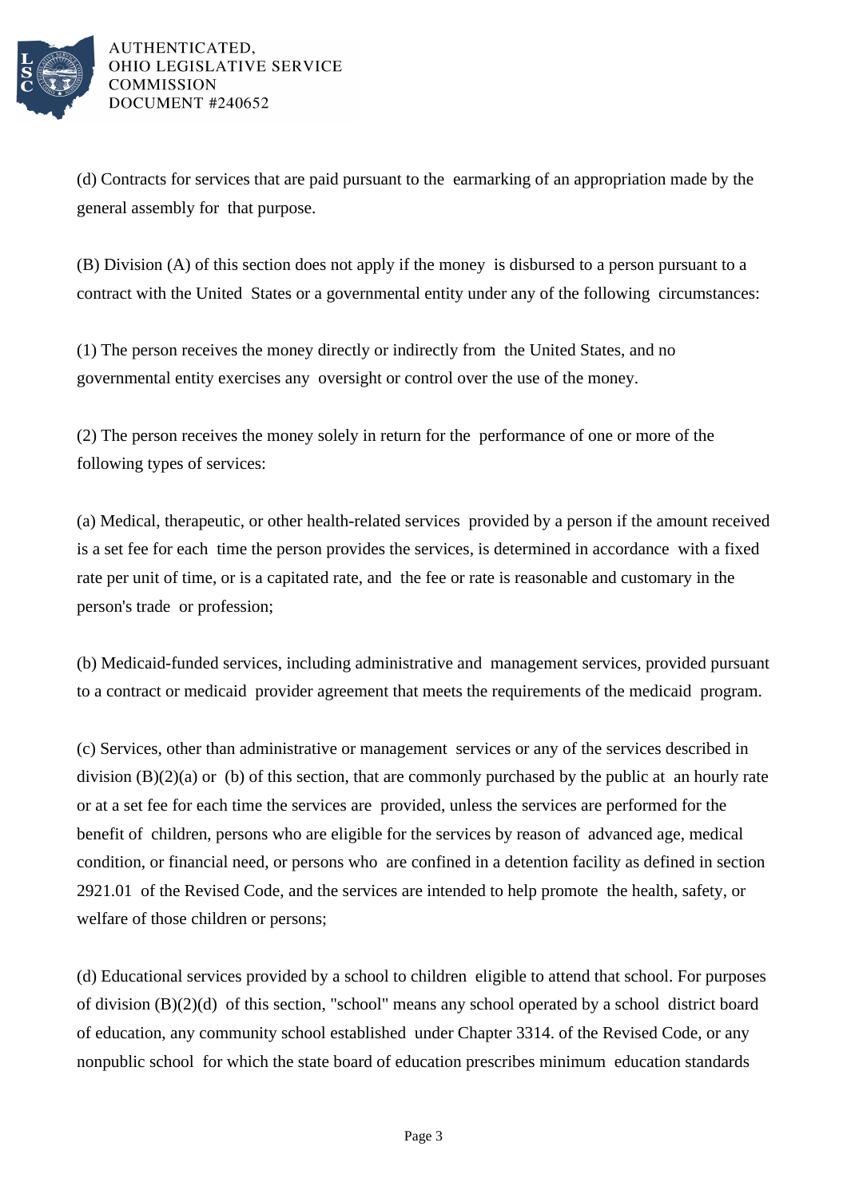(d) Contracts for services that are paid pursuant to the earmarking of an appropriation made by the general assembly for that purpose.

(B) Division (A) of this section does not apply if the money is disbursed to a person pursuant to a contract with the United States or a governmental entity under any of the following circumstances:

(1) The person receives the money directly or indirectly from the United States, and no governmental entity exercises any oversight or control over the use of the money.

(2) The person receives the money solely in return for the performance of one or more of the following types of services:

(a) Medical, therapeutic, or other health-related services provided by a person if the amount received is a set fee for each time the person provides the services, is determined in accordance with a fixed rate per unit of time, or is a capitated rate, and the fee or rate is reasonable and customary in the person's trade or profession;

(b) Medicaid-funded services, including administrative and management services, provided pursuant to a contract or medicaid provider agreement that meets the requirements of the medicaid program.

(c) Services, other than administrative or management services or any of the services described in division (B)(2)(a) or (b) of this section, that are commonly purchased by the public at an hourly rate or at a set fee for each time the services are provided, unless the services are performed for the benefit of children, persons who are eligible for the services by reason of advanced age, medical condition, or financial need, or persons who are confined in a detention facility as defined in section 2921.01 of the Revised Code, and the services are intended to help promote the health, safety, or welfare of those children or persons;

(d) Educational services provided by a school to children eligible to attend that school. For purposes of division (B)(2)(d) of this section, "school" means any school operated by a school district board of education, any community school established under Chapter 3314. of the Revised Code, or any nonpublic school for which the state board of education prescribes minimum education standards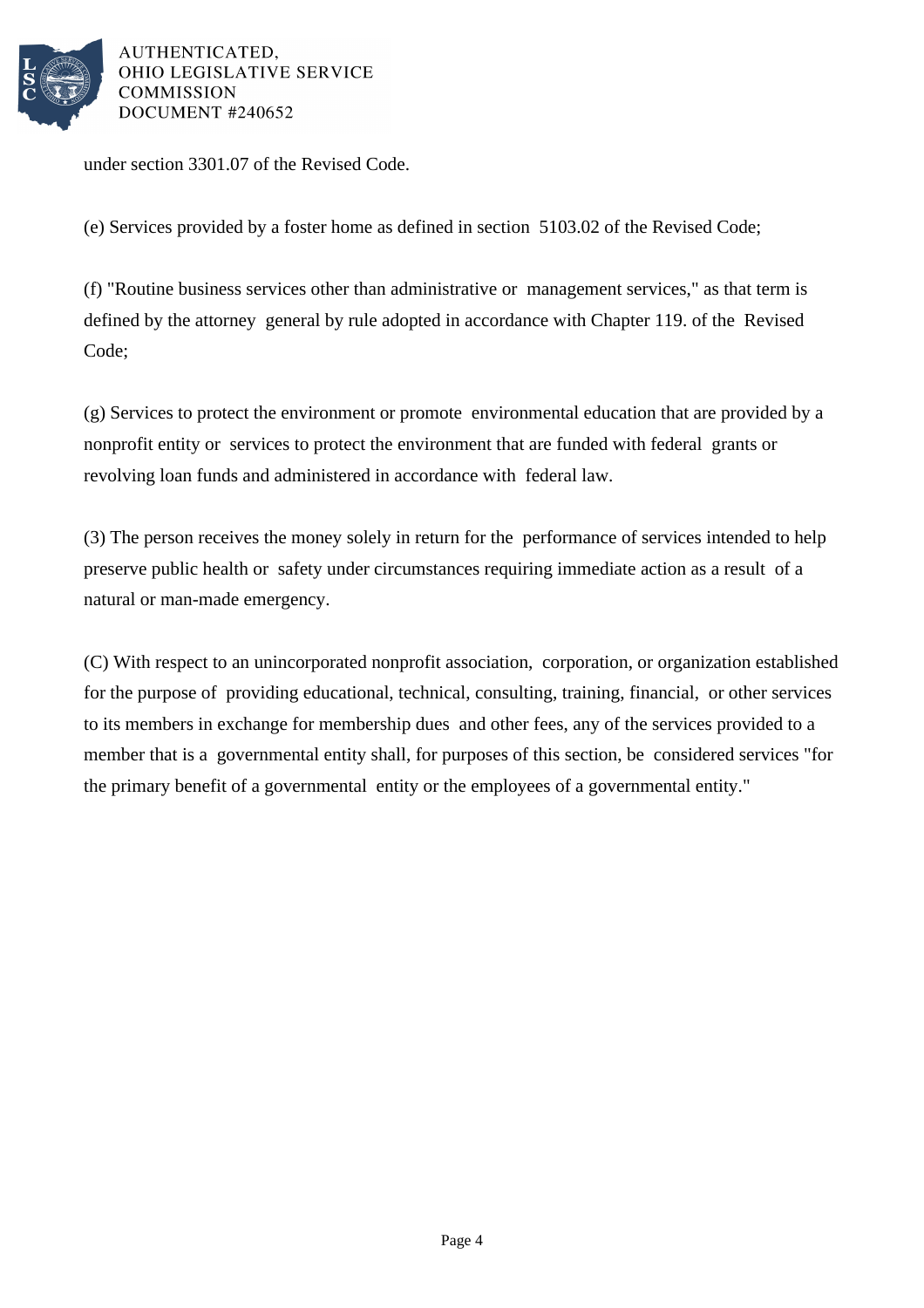under section 3301.07 of the Revised Code.

(e) Services provided by a foster home as defined in section 5103.02 of the Revised Code;

(f) "Routine business services other than administrative or management services," as that term is defined by the attorney general by rule adopted in accordance with Chapter 119. of the Revised Code;

(g) Services to protect the environment or promote environmental education that are provided by a nonprofit entity or services to protect the environment that are funded with federal grants or revolving loan funds and administered in accordance with federal law.

(3) The person receives the money solely in return for the performance of services intended to help preserve public health or safety under circumstances requiring immediate action as a result of a natural or man-made emergency.

(C) With respect to an unincorporated nonprofit association, corporation, or organization established for the purpose of providing educational, technical, consulting, training, financial, or other services to its members in exchange for membership dues and other fees, any of the services provided to a member that is a governmental entity shall, for purposes of this section, be considered services "for the primary benefit of a governmental entity or the employees of a governmental entity."